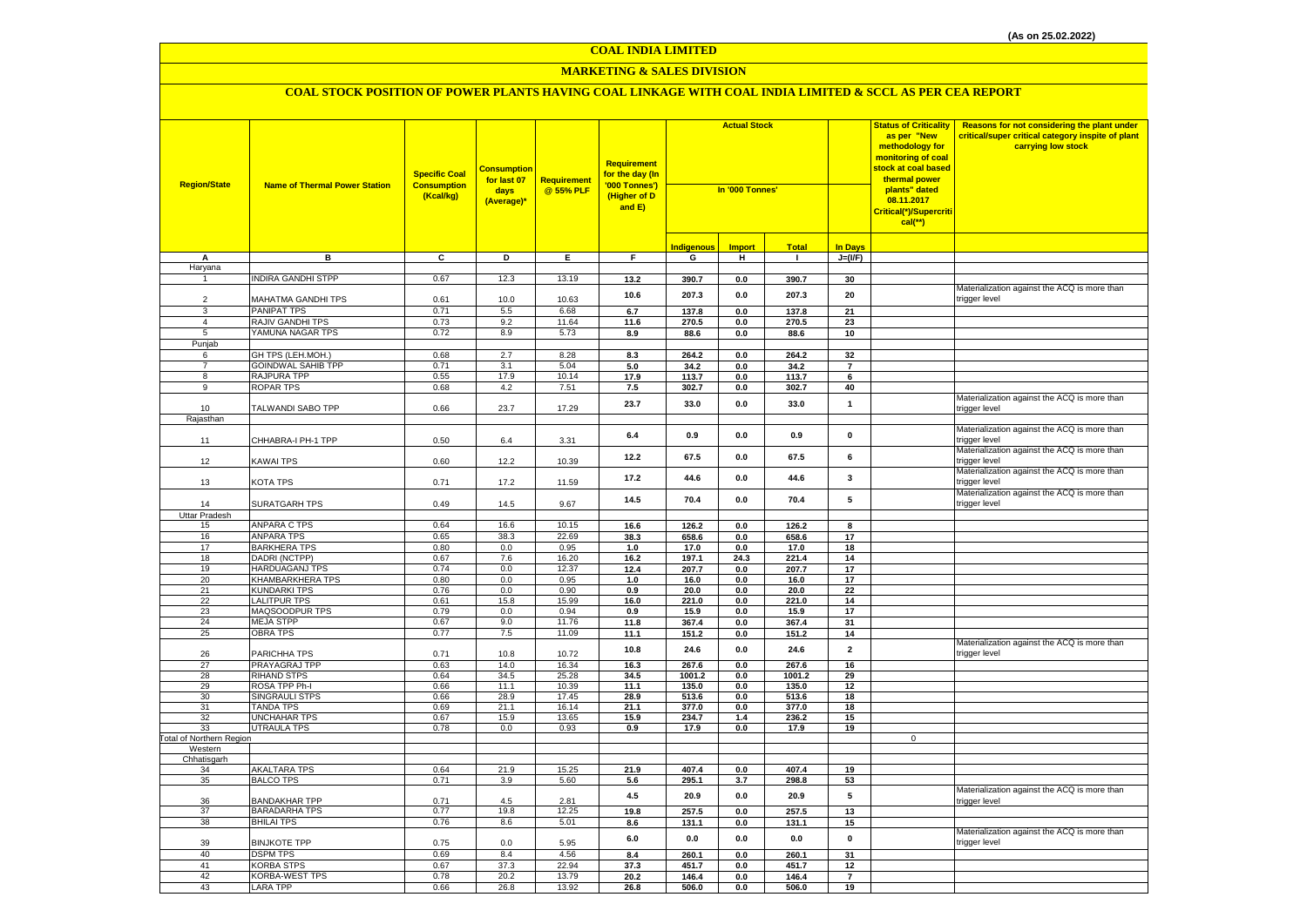(As on 25.02.2022)

# COAL INDIA LIMITED

## MARKETING & SALES DIVISION

### COAL STOCK POSITION OF POWER PLANTS HAVING COAL LINKAGE WITH COAL INDIA LIMITED & SCCL AS PER CEA REPORT

| Region/State | Name of Thermal Power Station | Specific Coal Consumption (Kcal/kg) | Consumption for last 07 days (Average)* | Requirement @ 55% PLF | Requirement for the day (In '000 Tonnes') (Higher of D and E) | Actual Stock In '000 Tonnes' | | | | Status of Criticality as per "New methodology for monitoring of coal stock at coal based thermal power plants" dated 08.11.2017 Critical(*)/Supercritical(**) | Reasons for not considering the plant under critical/super critical category inspite of plant carrying low stock |
|---|---|---|---|---|---|---|---|---|---|---|---|
| | | | | | | Indigenous | Import | Total | In Days | | |
| A | B | C | D | E | F | G | H | I | J=(I/F) | | |
| Haryana | | | | | | | | | | | |
| 1 | INDIRA GANDHI STPP | 0.67 | 12.3 | 13.19 | 13.2 | 390.7 | 0.0 | 390.7 | 30 | | |
| 2 | MAHATMA GANDHI TPS | 0.61 | 10.0 | 10.63 | 10.6 | 207.3 | 0.0 | 207.3 | 20 | | Materialization against the ACQ is more than trigger level |
| 3 | PANIPAT TPS | 0.71 | 5.5 | 6.68 | 6.7 | 137.8 | 0.0 | 137.8 | 21 | | |
| 4 | RAJIV GANDHI TPS | 0.73 | 9.2 | 11.64 | 11.6 | 270.5 | 0.0 | 270.5 | 23 | | |
| 5 | YAMUNA NAGAR TPS | 0.72 | 8.9 | 5.73 | 8.9 | 88.6 | 0.0 | 88.6 | 10 | | |
| Punjab | | | | | | | | | | | |
| 6 | GH TPS (LEH.MOH.) | 0.68 | 2.7 | 8.28 | 8.3 | 264.2 | 0.0 | 264.2 | 32 | | |
| 7 | GOINDWAL SAHIB TPP | 0.71 | 3.1 | 5.04 | 5.0 | 34.2 | 0.0 | 34.2 | 7 | | |
| 8 | RAJPURA TPP | 0.55 | 17.9 | 10.14 | 17.9 | 113.7 | 0.0 | 113.7 | 6 | | |
| 9 | ROPAR TPS | 0.68 | 4.2 | 7.51 | 7.5 | 302.7 | 0.0 | 302.7 | 40 | | |
| 10 | TALWANDI SABO TPP | 0.66 | 23.7 | 17.29 | 23.7 | 33.0 | 0.0 | 33.0 | 1 | | Materialization against the ACQ is more than trigger level |
| Rajasthan | | | | | | | | | | | |
| 11 | CHHABRA-I PH-1 TPP | 0.50 | 6.4 | 3.31 | 6.4 | 0.9 | 0.0 | 0.9 | 0 | | Materialization against the ACQ is more than trigger level |
| 12 | KAWAI TPS | 0.60 | 12.2 | 10.39 | 12.2 | 67.5 | 0.0 | 67.5 | 6 | | Materialization against the ACQ is more than trigger level |
| 13 | KOTA TPS | 0.71 | 17.2 | 11.59 | 17.2 | 44.6 | 0.0 | 44.6 | 3 | | Materialization against the ACQ is more than trigger level |
| 14 | SURATGARH TPS | 0.49 | 14.5 | 9.67 | 14.5 | 70.4 | 0.0 | 70.4 | 5 | | Materialization against the ACQ is more than trigger level |
| Uttar Pradesh | | | | | | | | | | | |
| 15 | ANPARA C TPS | 0.64 | 16.6 | 10.15 | 16.6 | 126.2 | 0.0 | 126.2 | 8 | | |
| 16 | ANPARA TPS | 0.65 | 38.3 | 22.69 | 38.3 | 658.6 | 0.0 | 658.6 | 17 | | |
| 17 | BARKHERA TPS | 0.80 | 0.0 | 0.95 | 1.0 | 17.0 | 0.0 | 17.0 | 18 | | |
| 18 | DADRI (NCTPP) | 0.67 | 7.6 | 16.20 | 16.2 | 197.1 | 24.3 | 221.4 | 14 | | |
| 19 | HARDUAGANJ TPS | 0.74 | 0.0 | 12.37 | 12.4 | 207.7 | 0.0 | 207.7 | 17 | | |
| 20 | KHAMBARKHERA TPS | 0.80 | 0.0 | 0.95 | 1.0 | 16.0 | 0.0 | 16.0 | 17 | | |
| 21 | KUNDARKI TPS | 0.76 | 0.0 | 0.90 | 0.9 | 20.0 | 0.0 | 20.0 | 22 | | |
| 22 | LALITPUR TPS | 0.61 | 15.8 | 15.99 | 16.0 | 221.0 | 0.0 | 221.0 | 14 | | |
| 23 | MAQSOODPUR TPS | 0.79 | 0.0 | 0.94 | 0.9 | 15.9 | 0.0 | 15.9 | 17 | | |
| 24 | MEJA STPP | 0.67 | 9.0 | 11.76 | 11.8 | 367.4 | 0.0 | 367.4 | 31 | | |
| 25 | OBRA TPS | 0.77 | 7.5 | 11.09 | 11.1 | 151.2 | 0.0 | 151.2 | 14 | | |
| 26 | PARICHHA TPS | 0.71 | 10.8 | 10.72 | 10.8 | 24.6 | 0.0 | 24.6 | 2 | | Materialization against the ACQ is more than trigger level |
| 27 | PRAYAGRAJ TPP | 0.63 | 14.0 | 16.34 | 16.3 | 267.6 | 0.0 | 267.6 | 16 | | |
| 28 | RIHAND STPS | 0.64 | 34.5 | 25.28 | 34.5 | 1001.2 | 0.0 | 1001.2 | 29 | | |
| 29 | ROSA TPP Ph-I | 0.66 | 11.1 | 10.39 | 11.1 | 135.0 | 0.0 | 135.0 | 12 | | |
| 30 | SINGRAULI STPS | 0.66 | 28.9 | 17.45 | 28.9 | 513.6 | 0.0 | 513.6 | 18 | | |
| 31 | TANDA TPS | 0.69 | 21.1 | 16.14 | 21.1 | 377.0 | 0.0 | 377.0 | 18 | | |
| 32 | UNCHAHAR TPS | 0.67 | 15.9 | 13.65 | 15.9 | 234.7 | 1.4 | 236.2 | 15 | | |
| 33 | UTRAULA TPS | 0.78 | 0.0 | 0.93 | 0.9 | 17.9 | 0.0 | 17.9 | 19 | | |
| Total of Northern Region | | | | | | | | | | 0 | |
| Western | | | | | | | | | | | |
| Chhatisgarh | | | | | | | | | | | |
| 34 | AKALTARA TPS | 0.64 | 21.9 | 15.25 | 21.9 | 407.4 | 0.0 | 407.4 | 19 | | |
| 35 | BALCO TPS | 0.71 | 3.9 | 5.60 | 5.6 | 295.1 | 3.7 | 298.8 | 53 | | |
| 36 | BANDAKHAR TPP | 0.71 | 4.5 | 2.81 | 4.5 | 20.9 | 0.0 | 20.9 | 5 | | Materialization against the ACQ is more than trigger level |
| 37 | BARADARHA TPS | 0.77 | 19.8 | 12.25 | 19.8 | 257.5 | 0.0 | 257.5 | 13 | | |
| 38 | BHILAI TPS | 0.76 | 8.6 | 5.01 | 8.6 | 131.1 | 0.0 | 131.1 | 15 | | |
| 39 | BINJKOTE TPP | 0.75 | 0.0 | 5.95 | 6.0 | 0.0 | 0.0 | 0.0 | 0 | | Materialization against the ACQ is more than trigger level |
| 40 | DSPM TPS | 0.69 | 8.4 | 4.56 | 8.4 | 260.1 | 0.0 | 260.1 | 31 | | |
| 41 | KORBA STPS | 0.67 | 37.3 | 22.94 | 37.3 | 451.7 | 0.0 | 451.7 | 12 | | |
| 42 | KORBA-WEST TPS | 0.78 | 20.2 | 13.79 | 20.2 | 146.4 | 0.0 | 146.4 | 7 | | |
| 43 | LARA TPP | 0.66 | 26.8 | 13.92 | 26.8 | 506.0 | 0.0 | 506.0 | 19 | | |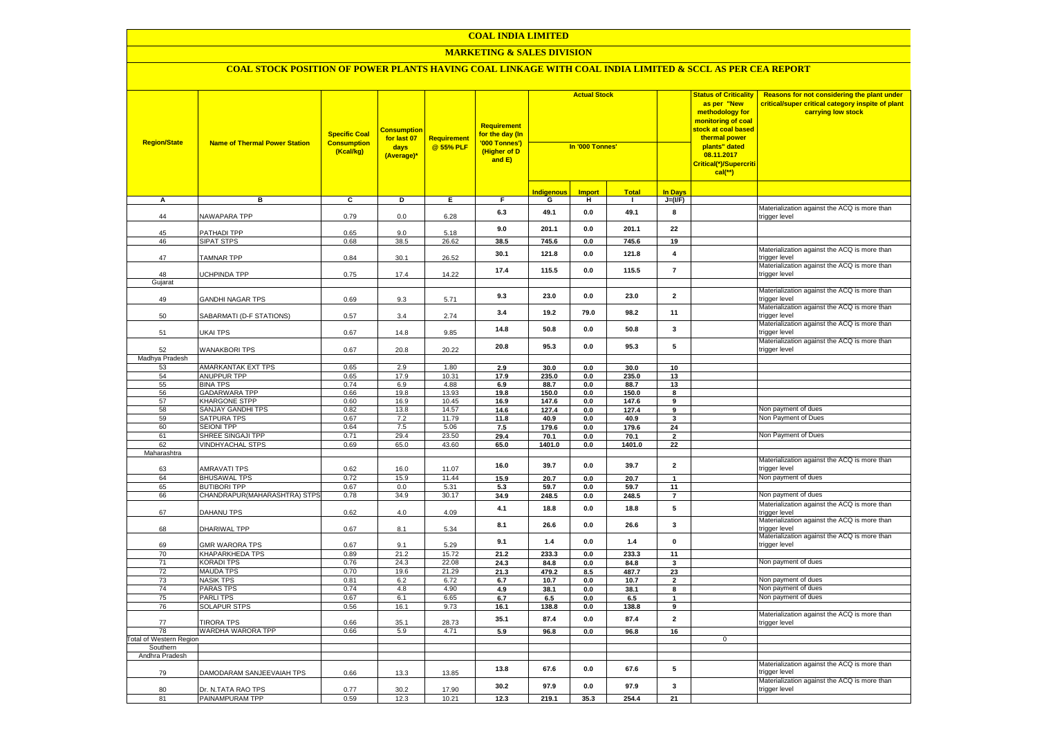# COAL INDIA LIMITED

## MARKETING & SALES DIVISION

### COAL STOCK POSITION OF POWER PLANTS HAVING COAL LINKAGE WITH COAL INDIA LIMITED & SCCL AS PER CEA REPORT

| Region/State | Name of Thermal Power Station | Specific Coal Consumption (Kcal/kg) | Consumption for last 07 days (Average)* | Requirement @ 55% PLF | Requirement for the day (In '000 Tonnes') (Higher of D and E) | Actual Stock In '000 Tonnes' | | | | Status of Criticality as per "New methodology for monitoring of coal stock at coal based thermal power plants" dated 08.11.2017 Critical(*)/Supercritical(**) | Reasons for not considering the plant under critical/super critical category inspite of plant carrying low stock |
|---|---|---|---|---|---|---|---|---|---|---|---|
| | | | | | | Indigenous | Import | Total | In Days | | |
| A | B | C | D | E | F | G | H | I | J=(I/F) | | |
| 44 | NAWAPARA TPP | 0.79 | 0.0 | 6.28 | 6.3 | 49.1 | 0.0 | 49.1 | 8 | | Materialization against the ACQ is more than trigger level |
| 45 | PATHADI TPP | 0.65 | 9.0 | 5.18 | 9.0 | 201.1 | 0.0 | 201.1 | 22 | | |
| 46 | SIPAT STPS | 0.68 | 38.5 | 26.62 | 38.5 | 745.6 | 0.0 | 745.6 | 19 | | |
| 47 | TAMNAR TPP | 0.84 | 30.1 | 26.52 | 30.1 | 121.8 | 0.0 | 121.8 | 4 | | Materialization against the ACQ is more than trigger level |
| 48 | UCHPINDA TPP | 0.75 | 17.4 | 14.22 | 17.4 | 115.5 | 0.0 | 115.5 | 7 | | Materialization against the ACQ is more than trigger level |
| Gujarat | | | | | | | | | | | |
| 49 | GANDHI NAGAR TPS | 0.69 | 9.3 | 5.71 | 9.3 | 23.0 | 0.0 | 23.0 | 2 | | Materialization against the ACQ is more than trigger level |
| 50 | SABARMATI (D-F STATIONS) | 0.57 | 3.4 | 2.74 | 3.4 | 19.2 | 79.0 | 98.2 | 11 | | Materialization against the ACQ is more than trigger level |
| 51 | UKAI TPS | 0.67 | 14.8 | 9.85 | 14.8 | 50.8 | 0.0 | 50.8 | 3 | | Materialization against the ACQ is more than trigger level |
| 52 | WANAKBORI TPS | 0.67 | 20.8 | 20.22 | 20.8 | 95.3 | 0.0 | 95.3 | 5 | | Materialization against the ACQ is more than trigger level |
| Madhya Pradesh | | | | | | | | | | | |
| 53 | AMARKANTAK EXT TPS | 0.65 | 2.9 | 1.80 | 2.9 | 30.0 | 0.0 | 30.0 | 10 | | |
| 54 | ANUPPUR TPP | 0.65 | 17.9 | 10.31 | 17.9 | 235.0 | 0.0 | 235.0 | 13 | | |
| 55 | BINA TPS | 0.74 | 6.9 | 4.88 | 6.9 | 88.7 | 0.0 | 88.7 | 13 | | |
| 56 | GADARWARA TPP | 0.66 | 19.8 | 13.93 | 19.8 | 150.0 | 0.0 | 150.0 | 8 | | |
| 57 | KHARGONE STPP | 0.60 | 16.9 | 10.45 | 16.9 | 147.6 | 0.0 | 147.6 | 9 | | |
| 58 | SANJAY GANDHI TPS | 0.82 | 13.8 | 14.57 | 14.6 | 127.4 | 0.0 | 127.4 | 9 | | Non payment of dues |
| 59 | SATPURA TPS | 0.67 | 7.2 | 11.79 | 11.8 | 40.9 | 0.0 | 40.9 | 3 | | Non Payment of Dues |
| 60 | SEIONI TPP | 0.64 | 7.5 | 5.06 | 7.5 | 179.6 | 0.0 | 179.6 | 24 | | |
| 61 | SHREE SINGAJI TPP | 0.71 | 29.4 | 23.50 | 29.4 | 70.1 | 0.0 | 70.1 | 2 | | Non Payment of Dues |
| 62 | VINDHYACHAL STPS | 0.69 | 65.0 | 43.60 | 65.0 | 1401.0 | 0.0 | 1401.0 | 22 | | |
| Maharashtra | | | | | | | | | | | |
| 63 | AMRAVATI TPS | 0.62 | 16.0 | 11.07 | 16.0 | 39.7 | 0.0 | 39.7 | 2 | | Materialization against the ACQ is more than trigger level |
| 64 | BHUSAWAL TPS | 0.72 | 15.9 | 11.44 | 15.9 | 20.7 | 0.0 | 20.7 | 1 | | Non payment of dues |
| 65 | BUTIBORI TPP | 0.67 | 0.0 | 5.31 | 5.3 | 59.7 | 0.0 | 59.7 | 11 | | |
| 66 | CHANDRAPUR(MAHARASHTRA) STPS | 0.78 | 34.9 | 30.17 | 34.9 | 248.5 | 0.0 | 248.5 | 7 | | Non payment of dues |
| 67 | DAHANU TPS | 0.62 | 4.0 | 4.09 | 4.1 | 18.8 | 0.0 | 18.8 | 5 | | Materialization against the ACQ is more than trigger level |
| 68 | DHARIWAL TPP | 0.67 | 8.1 | 5.34 | 8.1 | 26.6 | 0.0 | 26.6 | 3 | | Materialization against the ACQ is more than trigger level |
| 69 | GMR WARORA TPS | 0.67 | 9.1 | 5.29 | 9.1 | 1.4 | 0.0 | 1.4 | 0 | | Materialization against the ACQ is more than trigger level |
| 70 | KHAPARKHEDA TPS | 0.89 | 21.2 | 15.72 | 21.2 | 233.3 | 0.0 | 233.3 | 11 | | |
| 71 | KORADI TPS | 0.76 | 24.3 | 22.08 | 24.3 | 84.8 | 0.0 | 84.8 | 3 | | Non payment of dues |
| 72 | MAUDA TPS | 0.70 | 19.6 | 21.29 | 21.3 | 479.2 | 8.5 | 487.7 | 23 | | |
| 73 | NASIK TPS | 0.81 | 6.2 | 6.72 | 6.7 | 10.7 | 0.0 | 10.7 | 2 | | Non payment of dues |
| 74 | PARAS TPS | 0.74 | 4.8 | 4.90 | 4.9 | 38.1 | 0.0 | 38.1 | 8 | | Non payment of dues |
| 75 | PARLI TPS | 0.67 | 6.1 | 6.65 | 6.7 | 6.5 | 0.0 | 6.5 | 1 | | Non payment of dues |
| 76 | SOLAPUR STPS | 0.56 | 16.1 | 9.73 | 16.1 | 138.8 | 0.0 | 138.8 | 9 | | |
| 77 | TIRORA TPS | 0.66 | 35.1 | 28.73 | 35.1 | 87.4 | 0.0 | 87.4 | 2 | | Materialization against the ACQ is more than trigger level |
| 78 | WARDHA WARORA TPP | 0.66 | 5.9 | 4.71 | 5.9 | 96.8 | 0.0 | 96.8 | 16 | | |
| Total of Western Region | | | | | | | | | | 0 | |
| Southern | | | | | | | | | | | |
| Andhra Pradesh | | | | | | | | | | | |
| 79 | DAMODARAM SANJEEVAIAH TPS | 0.66 | 13.3 | 13.85 | 13.8 | 67.6 | 0.0 | 67.6 | 5 | | Materialization against the ACQ is more than trigger level |
| 80 | Dr. N.TATA RAO TPS | 0.77 | 30.2 | 17.90 | 30.2 | 97.9 | 0.0 | 97.9 | 3 | | Materialization against the ACQ is more than trigger level |
| 81 | PAINAMPURAM TPP | 0.59 | 12.3 | 10.21 | 12.3 | 219.1 | 35.3 | 254.4 | 21 | | |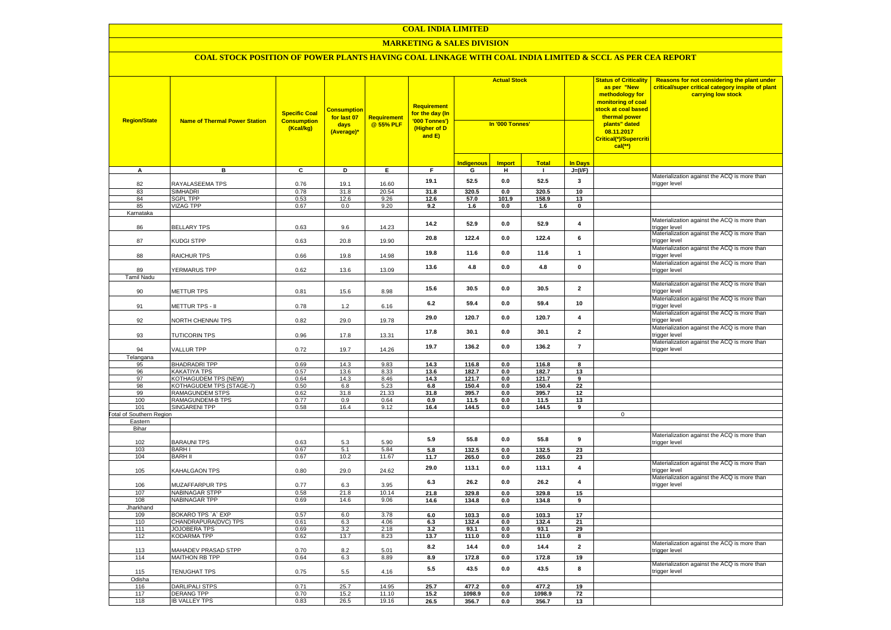# COAL INDIA LIMITED

## MARKETING & SALES DIVISION

### COAL STOCK POSITION OF POWER PLANTS HAVING COAL LINKAGE WITH COAL INDIA LIMITED & SCCL AS PER CEA REPORT

| Region/State | Name of Thermal Power Station | Specific Coal Consumption (Kcal/kg) | Consumption for last 07 days (Average)* | Requirement @ 55% PLF | Requirement for the day (In '000 Tonnes') (Higher of D and E) | Actual Stock In '000 Tonnes' | | | | Status of Criticality as per "New methodology for monitoring of coal stock at coal based thermal power plants" dated 08.11.2017 Critical(*)/Supercritical(**) | Reasons for not considering the plant under critical/super critical category inspite of plant carrying low stock |
|---|---|---|---|---|---|---|---|---|---|---|---|
| | | | | | | Indigenous | Import | Total | In Days | | |
| A | B | C | D | E | F | G | H | I | J=(I/F) | | |
| 82 | RAYALASEEMA TPS | 0.76 | 19.1 | 16.60 | 19.1 | 52.5 | 0.0 | 52.5 | 3 | | Materialization against the ACQ is more than trigger level |
| 83 | SIMHADRI | 0.78 | 31.8 | 20.54 | 31.8 | 320.5 | 0.0 | 320.5 | 10 | | |
| 84 | SGPL TPP | 0.53 | 12.6 | 9.26 | 12.6 | 57.0 | 101.9 | 158.9 | 13 | | |
| 85 | VIZAG TPP | 0.67 | 0.0 | 9.20 | 9.2 | 1.6 | 0.0 | 1.6 | 0 | | |
| Karnataka | | | | | | | | | | | |
| 86 | BELLARY TPS | 0.63 | 9.6 | 14.23 | 14.2 | 52.9 | 0.0 | 52.9 | 4 | | Materialization against the ACQ is more than trigger level |
| 87 | KUDGI STPP | 0.63 | 20.8 | 19.90 | 20.8 | 122.4 | 0.0 | 122.4 | 6 | | Materialization against the ACQ is more than trigger level |
| 88 | RAICHUR TPS | 0.66 | 19.8 | 14.98 | 19.8 | 11.6 | 0.0 | 11.6 | 1 | | Materialization against the ACQ is more than trigger level |
| 89 | YERMARUS TPP | 0.62 | 13.6 | 13.09 | 13.6 | 4.8 | 0.0 | 4.8 | 0 | | Materialization against the ACQ is more than trigger level |
| Tamil Nadu | | | | | | | | | | | |
| 90 | METTUR TPS | 0.81 | 15.6 | 8.98 | 15.6 | 30.5 | 0.0 | 30.5 | 2 | | Materialization against the ACQ is more than trigger level |
| 91 | METTUR TPS - II | 0.78 | 1.2 | 6.16 | 6.2 | 59.4 | 0.0 | 59.4 | 10 | | Materialization against the ACQ is more than trigger level |
| 92 | NORTH CHENNAI TPS | 0.82 | 29.0 | 19.78 | 29.0 | 120.7 | 0.0 | 120.7 | 4 | | Materialization against the ACQ is more than trigger level |
| 93 | TUTICORIN TPS | 0.96 | 17.8 | 13.31 | 17.8 | 30.1 | 0.0 | 30.1 | 2 | | Materialization against the ACQ is more than trigger level |
| 94 | VALLUR TPP | 0.72 | 19.7 | 14.26 | 19.7 | 136.2 | 0.0 | 136.2 | 7 | | Materialization against the ACQ is more than trigger level |
| Telangana | | | | | | | | | | | |
| 95 | BHADRADRI TPP | 0.69 | 14.3 | 9.83 | 14.3 | 116.8 | 0.0 | 116.8 | 8 | | |
| 96 | KAKATIYA TPS | 0.57 | 13.6 | 8.33 | 13.6 | 182.7 | 0.0 | 182.7 | 13 | | |
| 97 | KOTHAGUDEM TPS (NEW) | 0.64 | 14.3 | 8.46 | 14.3 | 121.7 | 0.0 | 121.7 | 9 | | |
| 98 | KOTHAGUDEM TPS (STAGE-7) | 0.50 | 6.8 | 5.23 | 6.8 | 150.4 | 0.0 | 150.4 | 22 | | |
| 99 | RAMAGUNDEM STPS | 0.62 | 31.8 | 21.33 | 31.8 | 395.7 | 0.0 | 395.7 | 12 | | |
| 100 | RAMAGUNDEM-B TPS | 0.77 | 0.9 | 0.64 | 0.9 | 11.5 | 0.0 | 11.5 | 13 | | |
| 101 | SINGARENI TPP | 0.58 | 16.4 | 9.12 | 16.4 | 144.5 | 0.0 | 144.5 | 9 | | |
| Total of Southern Region | | | | | | | | | | 0 | |
| Eastern | | | | | | | | | | | |
| Bihar | | | | | | | | | | | |
| 102 | BARAUNI TPS | 0.63 | 5.3 | 5.90 | 5.9 | 55.8 | 0.0 | 55.8 | 9 | | Materialization against the ACQ is more than trigger level |
| 103 | BARH I | 0.67 | 5.1 | 5.84 | 5.8 | 132.5 | 0.0 | 132.5 | 23 | | |
| 104 | BARH II | 0.67 | 10.2 | 11.67 | 11.7 | 265.0 | 0.0 | 265.0 | 23 | | |
| 105 | KAHALGAON TPS | 0.80 | 29.0 | 24.62 | 29.0 | 113.1 | 0.0 | 113.1 | 4 | | Materialization against the ACQ is more than trigger level |
| 106 | MUZAFFARPUR TPS | 0.77 | 6.3 | 3.95 | 6.3 | 26.2 | 0.0 | 26.2 | 4 | | Materialization against the ACQ is more than trigger level |
| 107 | NABINAGAR STPP | 0.58 | 21.8 | 10.14 | 21.8 | 329.8 | 0.0 | 329.8 | 15 | | |
| 108 | NABINAGAR TPP | 0.69 | 14.6 | 9.06 | 14.6 | 134.8 | 0.0 | 134.8 | 9 | | |
| Jharkhand | | | | | | | | | | | |
| 109 | BOKARO TPS `A` EXP | 0.57 | 6.0 | 3.78 | 6.0 | 103.3 | 0.0 | 103.3 | 17 | | |
| 110 | CHANDRAPURA(DVC) TPS | 0.61 | 6.3 | 4.06 | 6.3 | 132.4 | 0.0 | 132.4 | 21 | | |
| 111 | JOJOBERA TPS | 0.69 | 3.2 | 2.18 | 3.2 | 93.1 | 0.0 | 93.1 | 29 | | |
| 112 | KODARMA TPP | 0.62 | 13.7 | 8.23 | 13.7 | 111.0 | 0.0 | 111.0 | 8 | | |
| 113 | MAHADEV PRASAD STPP | 0.70 | 8.2 | 5.01 | 8.2 | 14.4 | 0.0 | 14.4 | 2 | | Materialization against the ACQ is more than trigger level |
| 114 | MAITHON RB TPP | 0.64 | 6.3 | 8.89 | 8.9 | 172.8 | 0.0 | 172.8 | 19 | | |
| 115 | TENUGHAT TPS | 0.75 | 5.5 | 4.16 | 5.5 | 43.5 | 0.0 | 43.5 | 8 | | Materialization against the ACQ is more than trigger level |
| Odisha | | | | | | | | | | | |
| 116 | DARLIPALI STPS | 0.71 | 25.7 | 14.95 | 25.7 | 477.2 | 0.0 | 477.2 | 19 | | |
| 117 | DERANG TPP | 0.70 | 15.2 | 11.10 | 15.2 | 1098.9 | 0.0 | 1098.9 | 72 | | |
| 118 | IB VALLEY TPS | 0.83 | 26.5 | 19.16 | 26.5 | 356.7 | 0.0 | 356.7 | 13 | | |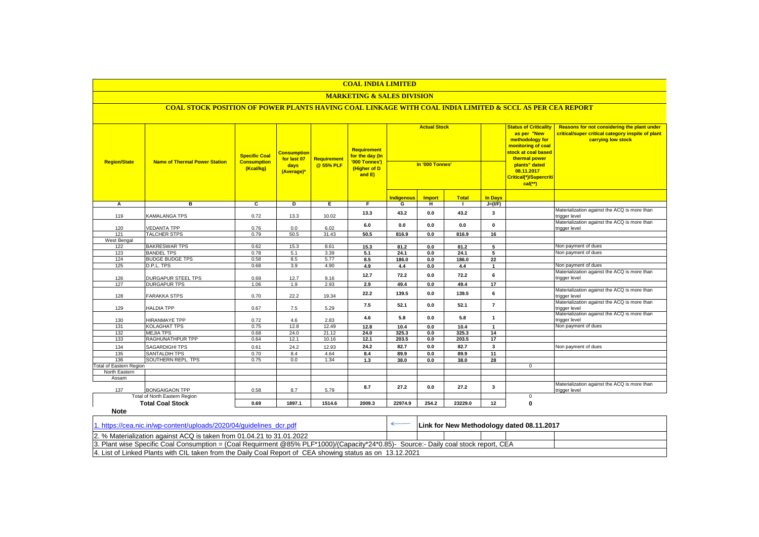# COAL INDIA LIMITED

## MARKETING & SALES DIVISION

### COAL STOCK POSITION OF POWER PLANTS HAVING COAL LINKAGE WITH COAL INDIA LIMITED & SCCL AS PER CEA REPORT

| Region/State | Name of Thermal Power Station | Specific Coal Consumption (Kcal/kg) | Consumption for last 07 days (Average)* | Requirement @ 55% PLF | Requirement for the day (In '000 Tonnes') (Higher of D and E) | Actual Stock In '000 Tonnes' | | | | Status of Criticality as per "New methodology for monitoring of coal stock at coal based thermal power plants" dated 08.11.2017 Critical(*)/Supercritical(**) | Reasons for not considering the plant under critical/super critical category inspite of plant carrying low stock |
|---|---|---|---|---|---|---|---|---|---|---|---|
| | | | | | | Indigenous | Import | Total | In Days | | |
| A | B | C | D | E | F | G | H | I | J=(I/F) | | |
| 119 | KAMALANGA TPS | 0.72 | 13.3 | 10.02 | 13.3 | 43.2 | 0.0 | 43.2 | 3 | | Materialization against the ACQ is more than trigger level |
| 120 | VEDANTA TPP | 0.76 | 0.0 | 6.02 | 6.0 | 0.0 | 0.0 | 0.0 | 0 | | Materialization against the ACQ is more than trigger level |
| 121 | TALCHER STPS | 0.79 | 50.5 | 31.43 | 50.5 | 816.9 | 0.0 | 816.9 | 16 | | |
| West Bengal | | | | | | | | | | | |
| 122 | BAKRESWAR TPS | 0.62 | 15.3 | 8.61 | 15.3 | 81.2 | 0.0 | 81.2 | 5 | | Non payment of dues |
| 123 | BANDEL TPS | 0.78 | 5.1 | 3.39 | 5.1 | 24.1 | 0.0 | 24.1 | 5 | | Non payment of dues |
| 124 | BUDGE BUDGE TPS | 0.58 | 8.5 | 5.77 | 8.5 | 186.0 | 0.0 | 186.0 | 22 | | |
| 125 | D.P.L. TPS | 0.68 | 3.9 | 4.90 | 4.9 | 4.4 | 0.0 | 4.4 | 1 | | Non payment of dues |
| 126 | DURGAPUR STEEL TPS | 0.69 | 12.7 | 9.16 | 12.7 | 72.2 | 0.0 | 72.2 | 6 | | Materialization against the ACQ is more than trigger level |
| 127 | DURGAPUR TPS | 1.06 | 1.9 | 2.93 | 2.9 | 49.4 | 0.0 | 49.4 | 17 | | |
| 128 | FARAKKA STPS | 0.70 | 22.2 | 19.34 | 22.2 | 139.5 | 0.0 | 139.5 | 6 | | Materialization against the ACQ is more than trigger level |
| 129 | HALDIA TPP | 0.67 | 7.5 | 5.29 | 7.5 | 52.1 | 0.0 | 52.1 | 7 | | Materialization against the ACQ is more than trigger level |
| 130 | HIRANMAYE TPP | 0.72 | 4.6 | 2.83 | 4.6 | 5.8 | 0.0 | 5.8 | 1 | | Materialization against the ACQ is more than trigger level |
| 131 | KOLAGHAT TPS | 0.75 | 12.8 | 12.49 | 12.8 | 10.4 | 0.0 | 10.4 | 1 | | Non payment of dues |
| 132 | MEJIA TPS | 0.68 | 24.0 | 21.12 | 24.0 | 325.3 | 0.0 | 325.3 | 14 | | |
| 133 | RAGHUNATHPUR TPP | 0.64 | 12.1 | 10.16 | 12.1 | 203.5 | 0.0 | 203.5 | 17 | | |
| 134 | SAGARDIGHI TPS | 0.61 | 24.2 | 12.93 | 24.2 | 82.7 | 0.0 | 82.7 | 3 | | Non payment of dues |
| 135 | SANTALDIH TPS | 0.70 | 8.4 | 4.64 | 8.4 | 89.9 | 0.0 | 89.9 | 11 | | |
| 136 | SOUTHERN REPL. TPS | 0.75 | 0.0 | 1.34 | 1.3 | 38.0 | 0.0 | 38.0 | 28 | | |
| Total of Eastern Region | | | | | | | | | | 0 | |
| North Eastern | | | | | | | | | | | |
| Assam | | | | | | | | | | | |
| 137 | BONGAIGAON TPP | 0.58 | 8.7 | 5.79 | 8.7 | 27.2 | 0.0 | 27.2 | 3 | | Materialization against the ACQ is more than trigger level |
| Total of North Eastern Region | | | | | | | | | | 0 | |
| Total Coal Stock | | 0.69 | 1897.1 | 1514.6 | 2009.3 | 22974.9 | 254.2 | 23229.0 | 12 | 0 | |

**Note**

1. https://cea.nic.in/wp-content/uploads/2020/04/guidelines_dcr.pdf ← Link for New Methodology dated 08.11.2017
2. % Materialization against ACQ is taken from 01.04.21 to 31.01.2022
3. Plant wise Specific Coal Consumption = (Coal Requirment @85% PLF*1000)/(Capacity*24*0.85)- Source:- Daily coal stock report, CEA
4. List of Linked Plants with CIL taken from the Daily Coal Report of CEA showing status as on 13.12.2021